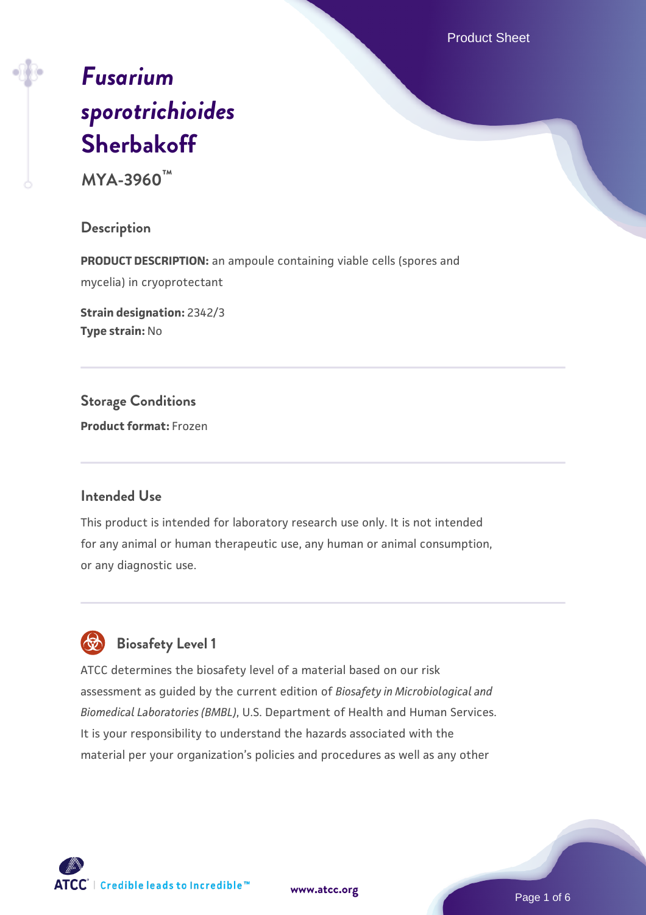# *Fusarium sporotrichioides* Sherbakoff

**MYA-3960™**

## Description

**PRODUCT DESCRIPTION:** an ampoule containing viable cells (spores and mycelia) in cryoprotectant

**Strain designation:** 2342/3
**Type strain:** No

## Storage Conditions

**Product format:** Frozen

## Intended Use

This product is intended for laboratory research use only. It is not intended for any animal or human therapeutic use, any human or animal consumption, or any diagnostic use.

## Biosafety Level 1

ATCC determines the biosafety level of a material based on our risk assessment as guided by the current edition of *Biosafety in Microbiological and Biomedical Laboratories (BMBL)*, U.S. Department of Health and Human Services. It is your responsibility to understand the hazards associated with the material per your organization's policies and procedures as well as any other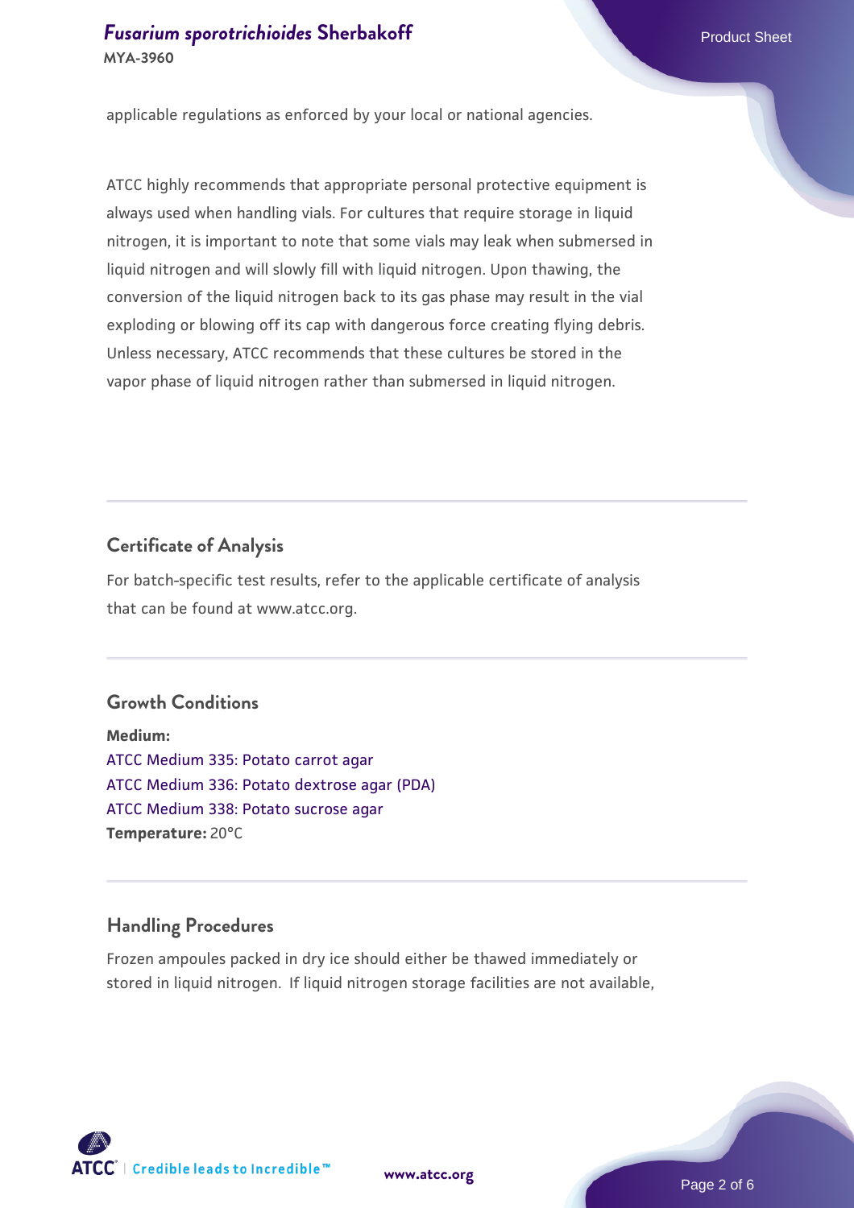applicable regulations as enforced by your local or national agencies.

ATCC highly recommends that appropriate personal protective equipment is always used when handling vials. For cultures that require storage in liquid nitrogen, it is important to note that some vials may leak when submersed in liquid nitrogen and will slowly fill with liquid nitrogen. Upon thawing, the conversion of the liquid nitrogen back to its gas phase may result in the vial exploding or blowing off its cap with dangerous force creating flying debris. Unless necessary, ATCC recommends that these cultures be stored in the vapor phase of liquid nitrogen rather than submersed in liquid nitrogen.

## Certificate of Analysis

For batch-specific test results, refer to the applicable certificate of analysis that can be found at www.atcc.org.

## Growth Conditions

**Medium:**
ATCC Medium 335: Potato carrot agar
ATCC Medium 336: Potato dextrose agar (PDA)
ATCC Medium 338: Potato sucrose agar
**Temperature:** 20°C

## Handling Procedures

Frozen ampoules packed in dry ice should either be thawed immediately or stored in liquid nitrogen. If liquid nitrogen storage facilities are not available,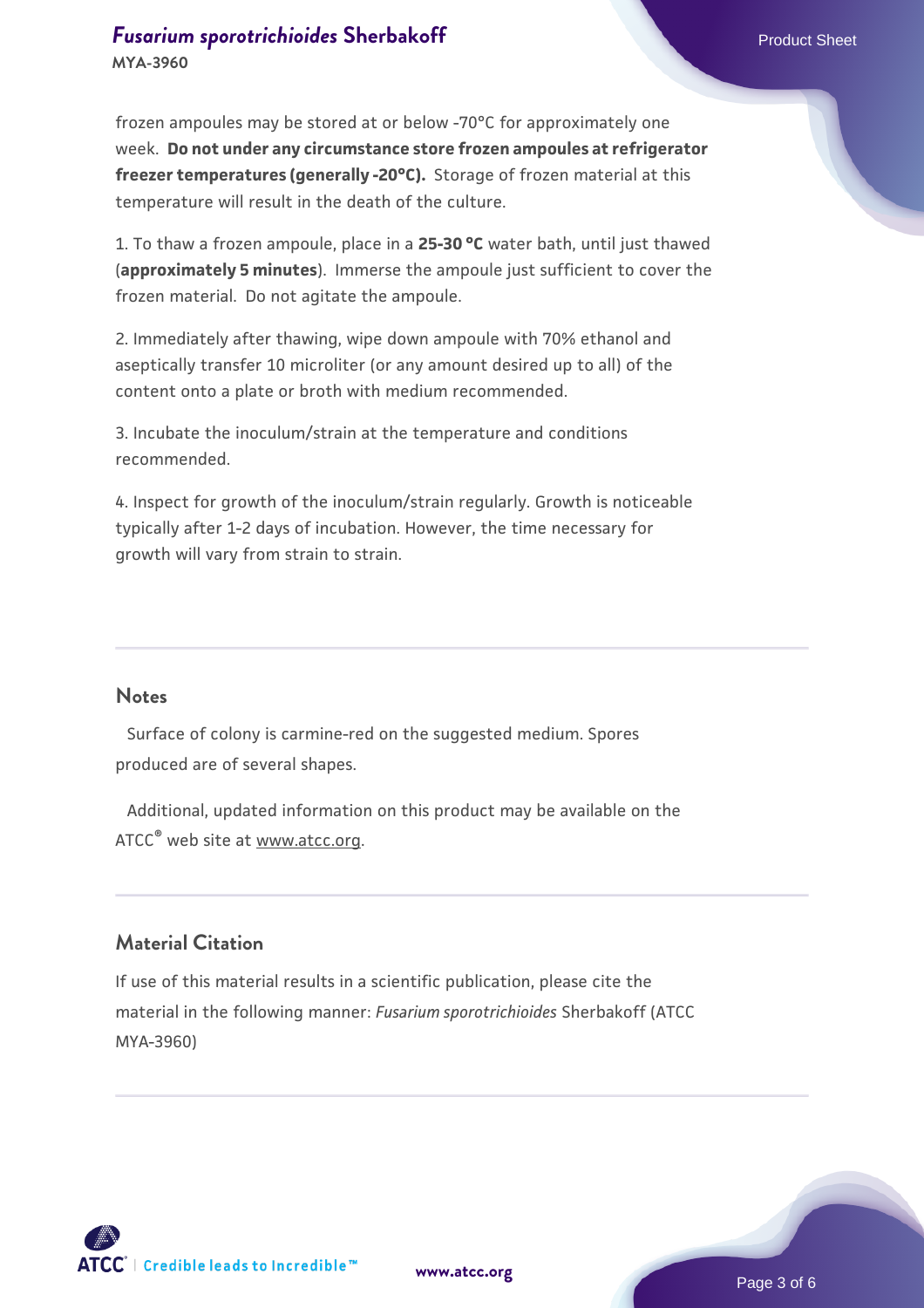frozen ampoules may be stored at or below -70°C for approximately one week. **Do not under any circumstance store frozen ampoules at refrigerator freezer temperatures (generally -20°C).** Storage of frozen material at this temperature will result in the death of the culture.

1. To thaw a frozen ampoule, place in a **25-30 °C** water bath, until just thawed (**approximately 5 minutes**). Immerse the ampoule just sufficient to cover the frozen material. Do not agitate the ampoule.

2. Immediately after thawing, wipe down ampoule with 70% ethanol and aseptically transfer 10 microliter (or any amount desired up to all) of the content onto a plate or broth with medium recommended.

3. Incubate the inoculum/strain at the temperature and conditions recommended.

4. Inspect for growth of the inoculum/strain regularly. Growth is noticeable typically after 1-2 days of incubation. However, the time necessary for growth will vary from strain to strain.

## Notes

Surface of colony is carmine-red on the suggested medium. Spores produced are of several shapes.

Additional, updated information on this product may be available on the ATCC® web site at www.atcc.org.

## Material Citation

If use of this material results in a scientific publication, please cite the material in the following manner: *Fusarium sporotrichioides* Sherbakoff (ATCC MYA-3960)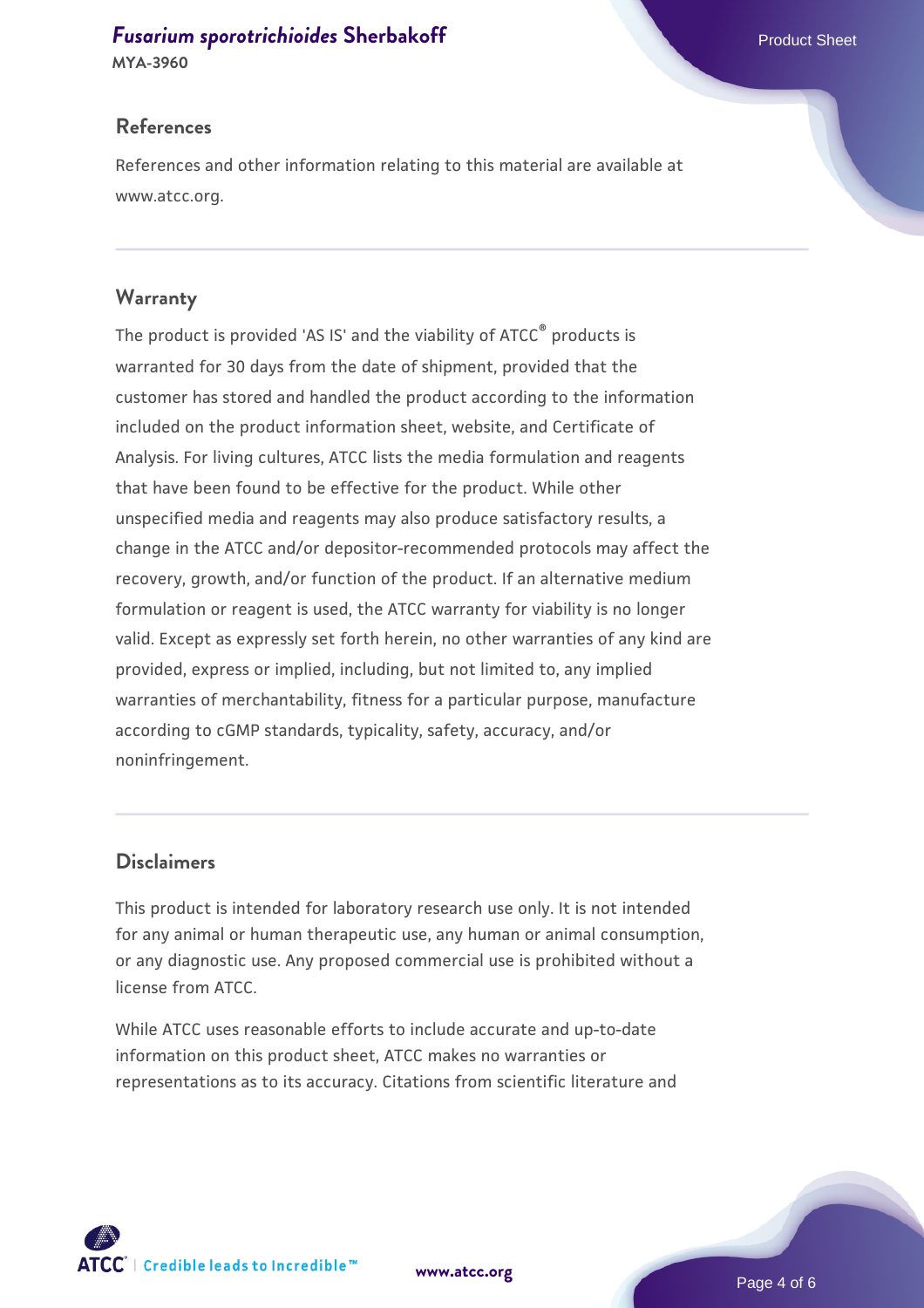## References

References and other information relating to this material are available at www.atcc.org.

## Warranty

The product is provided 'AS IS' and the viability of ATCC® products is warranted for 30 days from the date of shipment, provided that the customer has stored and handled the product according to the information included on the product information sheet, website, and Certificate of Analysis. For living cultures, ATCC lists the media formulation and reagents that have been found to be effective for the product. While other unspecified media and reagents may also produce satisfactory results, a change in the ATCC and/or depositor-recommended protocols may affect the recovery, growth, and/or function of the product. If an alternative medium formulation or reagent is used, the ATCC warranty for viability is no longer valid. Except as expressly set forth herein, no other warranties of any kind are provided, express or implied, including, but not limited to, any implied warranties of merchantability, fitness for a particular purpose, manufacture according to cGMP standards, typicality, safety, accuracy, and/or noninfringement.

## Disclaimers

This product is intended for laboratory research use only. It is not intended for any animal or human therapeutic use, any human or animal consumption, or any diagnostic use. Any proposed commercial use is prohibited without a license from ATCC.

While ATCC uses reasonable efforts to include accurate and up-to-date information on this product sheet, ATCC makes no warranties or representations as to its accuracy. Citations from scientific literature and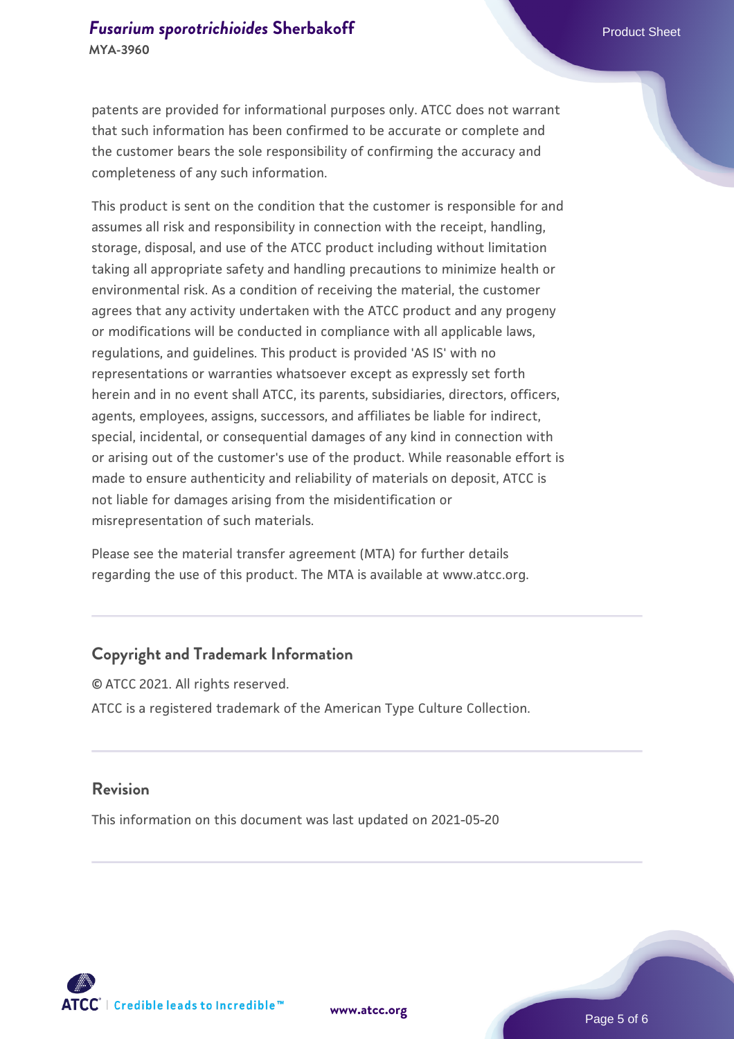patents are provided for informational purposes only. ATCC does not warrant that such information has been confirmed to be accurate or complete and the customer bears the sole responsibility of confirming the accuracy and completeness of any such information.

This product is sent on the condition that the customer is responsible for and assumes all risk and responsibility in connection with the receipt, handling, storage, disposal, and use of the ATCC product including without limitation taking all appropriate safety and handling precautions to minimize health or environmental risk. As a condition of receiving the material, the customer agrees that any activity undertaken with the ATCC product and any progeny or modifications will be conducted in compliance with all applicable laws, regulations, and guidelines. This product is provided 'AS IS' with no representations or warranties whatsoever except as expressly set forth herein and in no event shall ATCC, its parents, subsidiaries, directors, officers, agents, employees, assigns, successors, and affiliates be liable for indirect, special, incidental, or consequential damages of any kind in connection with or arising out of the customer's use of the product. While reasonable effort is made to ensure authenticity and reliability of materials on deposit, ATCC is not liable for damages arising from the misidentification or misrepresentation of such materials.

Please see the material transfer agreement (MTA) for further details regarding the use of this product. The MTA is available at www.atcc.org.

## Copyright and Trademark Information

© ATCC 2021. All rights reserved.

ATCC is a registered trademark of the American Type Culture Collection.

## Revision

This information on this document was last updated on 2021-05-20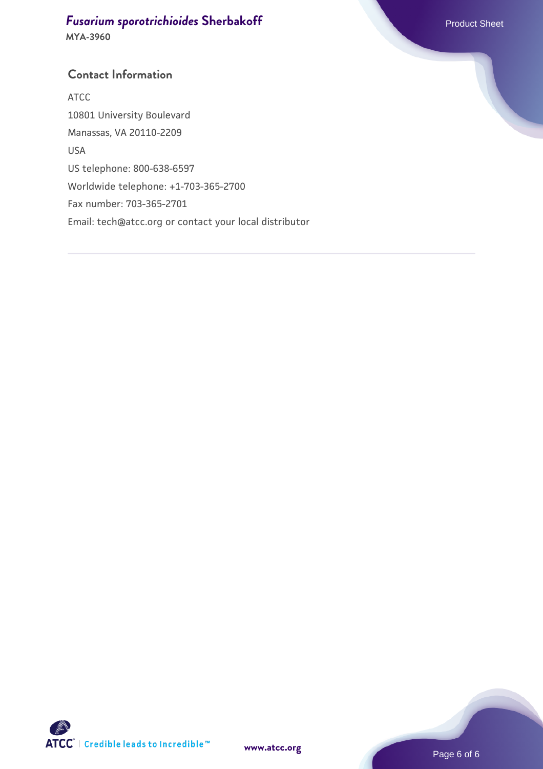## Contact Information

ATCC

10801 University Boulevard

Manassas, VA 20110-2209

USA

US telephone: 800-638-6597

Worldwide telephone: +1-703-365-2700

Fax number: 703-365-2701

Email: tech@atcc.org or contact your local distributor